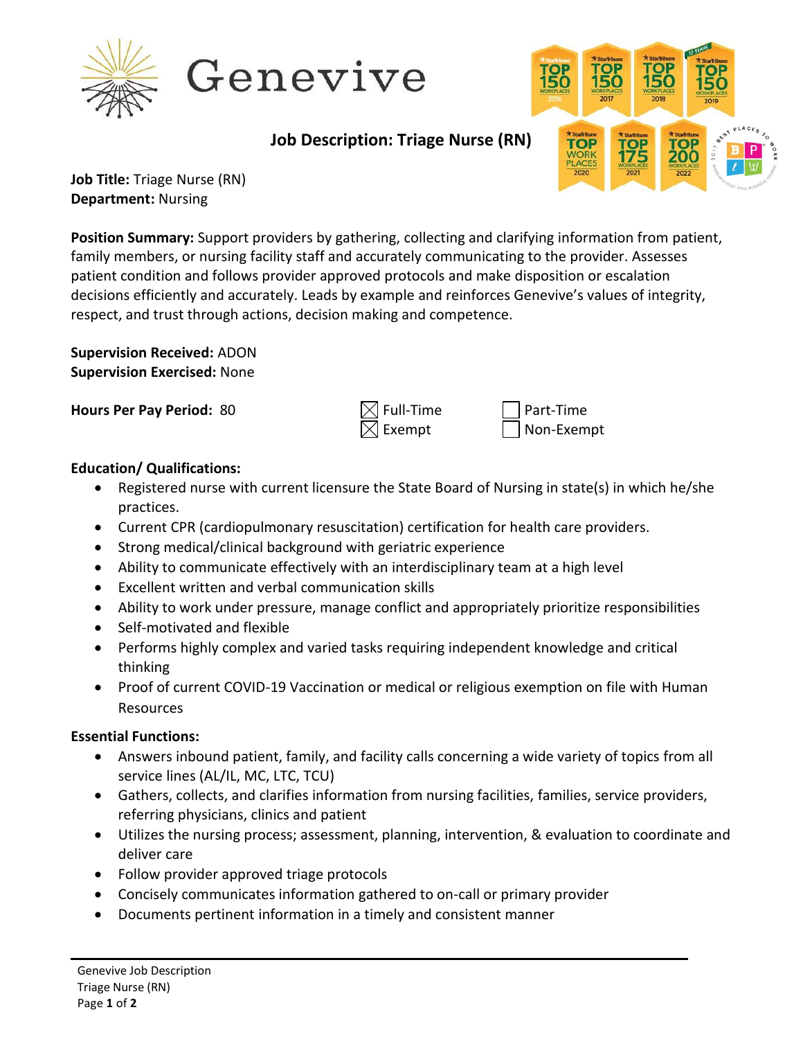Genevive

# Job Description: Triage Nurse (RN)

**Job Title:** Triage Nurse (RN)
**Department:** Nursing

**Position Summary:** Support providers by gathering, collecting and clarifying information from patient, family members, or nursing facility staff and accurately communicating to the provider. Assesses patient condition and follows provider approved protocols and make disposition or escalation decisions efficiently and accurately. Leads by example and reinforces Genevive's values of integrity, respect, and trust through actions, decision making and competence.

**Supervision Received:** ADON
**Supervision Exercised:** None

**Hours Per Pay Period:** 80

- [x] Full-Time
- [ ] Part-Time
- [x] Exempt
- [ ] Non-Exempt

**Education/ Qualifications:**

- Registered nurse with current licensure the State Board of Nursing in state(s) in which he/she practices.
- Current CPR (cardiopulmonary resuscitation) certification for health care providers.
- Strong medical/clinical background with geriatric experience
- Ability to communicate effectively with an interdisciplinary team at a high level
- Excellent written and verbal communication skills
- Ability to work under pressure, manage conflict and appropriately prioritize responsibilities
- Self-motivated and flexible
- Performs highly complex and varied tasks requiring independent knowledge and critical thinking
- Proof of current COVID-19 Vaccination or medical or religious exemption on file with Human Resources

**Essential Functions:**

- Answers inbound patient, family, and facility calls concerning a wide variety of topics from all service lines (AL/IL, MC, LTC, TCU)
- Gathers, collects, and clarifies information from nursing facilities, families, service providers, referring physicians, clinics and patient
- Utilizes the nursing process; assessment, planning, intervention, & evaluation to coordinate and deliver care
- Follow provider approved triage protocols
- Concisely communicates information gathered to on-call or primary provider
- Documents pertinent information in a timely and consistent manner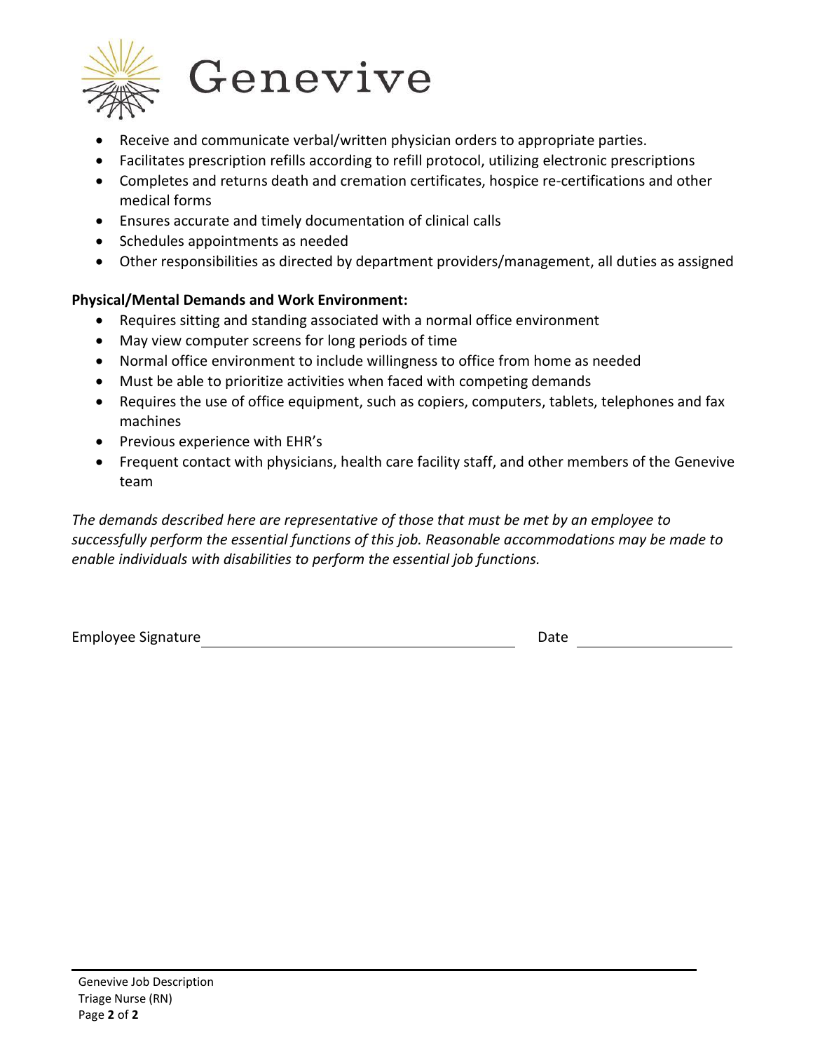- Receive and communicate verbal/written physician orders to appropriate parties.
- Facilitates prescription refills according to refill protocol, utilizing electronic prescriptions
- Completes and returns death and cremation certificates, hospice re-certifications and other medical forms
- Ensures accurate and timely documentation of clinical calls
- Schedules appointments as needed
- Other responsibilities as directed by department providers/management, all duties as assigned

**Physical/Mental Demands and Work Environment:**

- Requires sitting and standing associated with a normal office environment
- May view computer screens for long periods of time
- Normal office environment to include willingness to office from home as needed
- Must be able to prioritize activities when faced with competing demands
- Requires the use of office equipment, such as copiers, computers, tablets, telephones and fax machines
- Previous experience with EHR's
- Frequent contact with physicians, health care facility staff, and other members of the Genevive team

*The demands described here are representative of those that must be met by an employee to successfully perform the essential functions of this job. Reasonable accommodations may be made to enable individuals with disabilities to perform the essential job functions.*

Employee Signature ______________________________ Date ______________